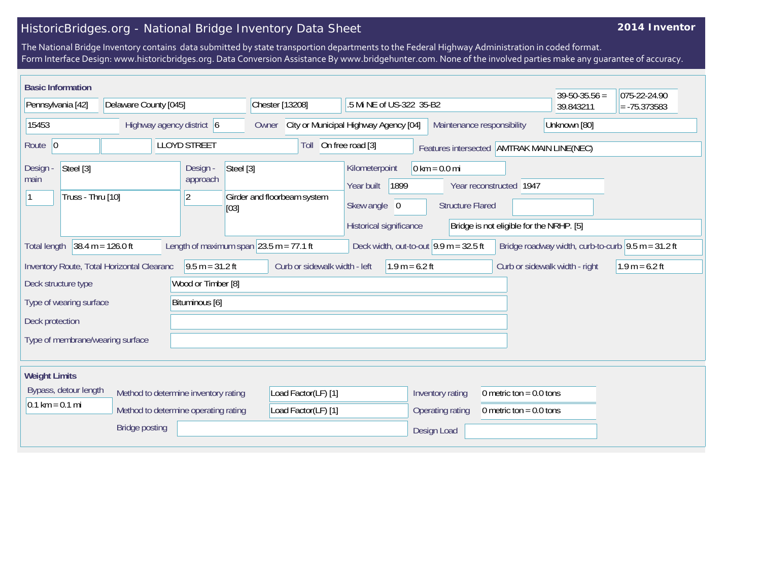# HistoricBridges.org - National Bridge Inventory Data Sheet

**2014 Inventor**

The National Bridge Inventory contains data submitted by state transportion departments to the Federal Highway Administration in coded format.
Form Interface Design: www.historicbridges.org. Data Conversion Assistance By www.bridgehunter.com. None of the involved parties make any guarantee of accuracy.

## Basic Information

| | |
|---|---|
| State | Pennsylvania [42] |
| County | Delaware County [045] |
| Place | Chester [13208] |
| Location | .5 Mi NE of US-322 35-B2 |
| Latitude | 39-50-35.56 = 39.843211 |
| Longitude | 075-22-24.90 = -75.373583 |
| Structure number | 15453 |
| Highway agency district | 6 |
| Owner | City or Municipal Highway Agency [04] |
| Maintenance responsibility | Unknown [80] |
| Route | 0 |
| Facility carried | LLOYD STREET |
| Toll | On free road [3] |
| Features intersected | AMTRAK MAIN LINE(NEC) |
| Design - main | Steel [3] |
| | 1 — Truss - Thru [10] |
| Design - approach | Steel [3] |
| | 2 — Girder and floorbeam system [03] |
| Kilometerpoint | 0 km = 0.0 mi |
| Year built | 1899 |
| Year reconstructed | 1947 |
| Skew angle | 0 |
| Structure Flared | |
| Historical significance | Bridge is not eligible for the NRHP. [5] |
| Total length | 38.4 m = 126.0 ft |
| Length of maximum span | 23.5 m = 77.1 ft |
| Deck width, out-to-out | 9.9 m = 32.5 ft |
| Bridge roadway width, curb-to-curb | 9.5 m = 31.2 ft |
| Inventory Route, Total Horizontal Clearanc | 9.5 m = 31.2 ft |
| Curb or sidewalk width - left | 1.9 m = 6.2 ft |
| Curb or sidewalk width - right | 1.9 m = 6.2 ft |
| Deck structure type | Wood or Timber [8] |
| Type of wearing surface | Bituminous [6] |
| Deck protection | |
| Type of membrane/wearing surface | |

## Weight Limits

| | |
|---|---|
| Bypass, detour length | 0.1 km = 0.1 mi |
| Method to determine inventory rating | Load Factor(LF) [1] |
| Method to determine operating rating | Load Factor(LF) [1] |
| Inventory rating | 0 metric ton = 0.0 tons |
| Operating rating | 0 metric ton = 0.0 tons |
| Bridge posting | |
| Design Load | |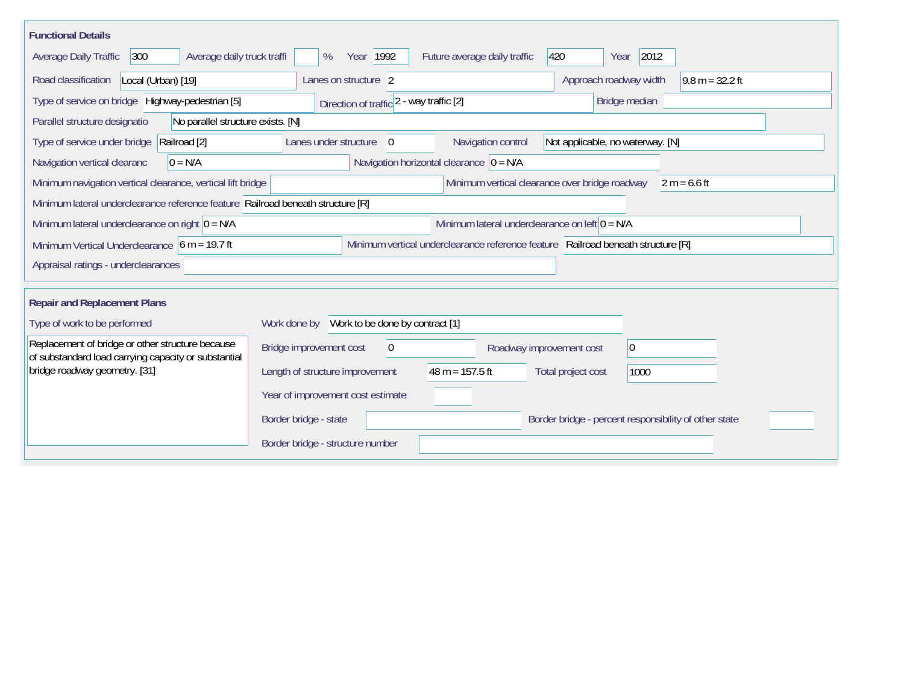## Functional Details

| Field | Value |
|---|---|
| Average Daily Traffic | 300 |
| Average daily truck traffi | % |
| Year | 1992 |
| Future average daily traffic | 420 |
| Year | 2012 |
| Road classification | Local (Urban) [19] |
| Lanes on structure | 2 |
| Approach roadway width | 9.8 m = 32.2 ft |
| Type of service on bridge | Highway-pedestrian [5] |
| Direction of traffic | 2 - way traffic [2] |
| Bridge median | |
| Parallel structure designatio | No parallel structure exists. [N] |
| Type of service under bridge | Railroad [2] |
| Lanes under structure | 0 |
| Navigation control | Not applicable, no waterway. [N] |
| Navigation vertical clearanc | 0 = N/A |
| Navigation horizontal clearance | 0 = N/A |
| Minimum navigation vertical clearance, vertical lift bridge | |
| Minimum vertical clearance over bridge roadway | 2 m = 6.6 ft |
| Minimum lateral underclearance reference feature | Railroad beneath structure [R] |
| Minimum lateral underclearance on right | 0 = N/A |
| Minimum lateral underclearance on left | 0 = N/A |
| Minimum Vertical Underclearance | 6 m = 19.7 ft |
| Minimum vertical underclearance reference feature | Railroad beneath structure [R] |
| Appraisal ratings - underclearances | |

## Repair and Replacement Plans

| Field | Value |
|---|---|
| Type of work to be performed | Replacement of bridge or other structure because of substandard load carrying capacity or substantial bridge roadway geometry. [31] |
| Work done by | Work to be done by contract [1] |
| Bridge improvement cost | 0 |
| Roadway improvement cost | 0 |
| Length of structure improvement | 48 m = 157.5 ft |
| Total project cost | 1000 |
| Year of improvement cost estimate | |
| Border bridge - state | |
| Border bridge - percent responsibility of other state | |
| Border bridge - structure number | |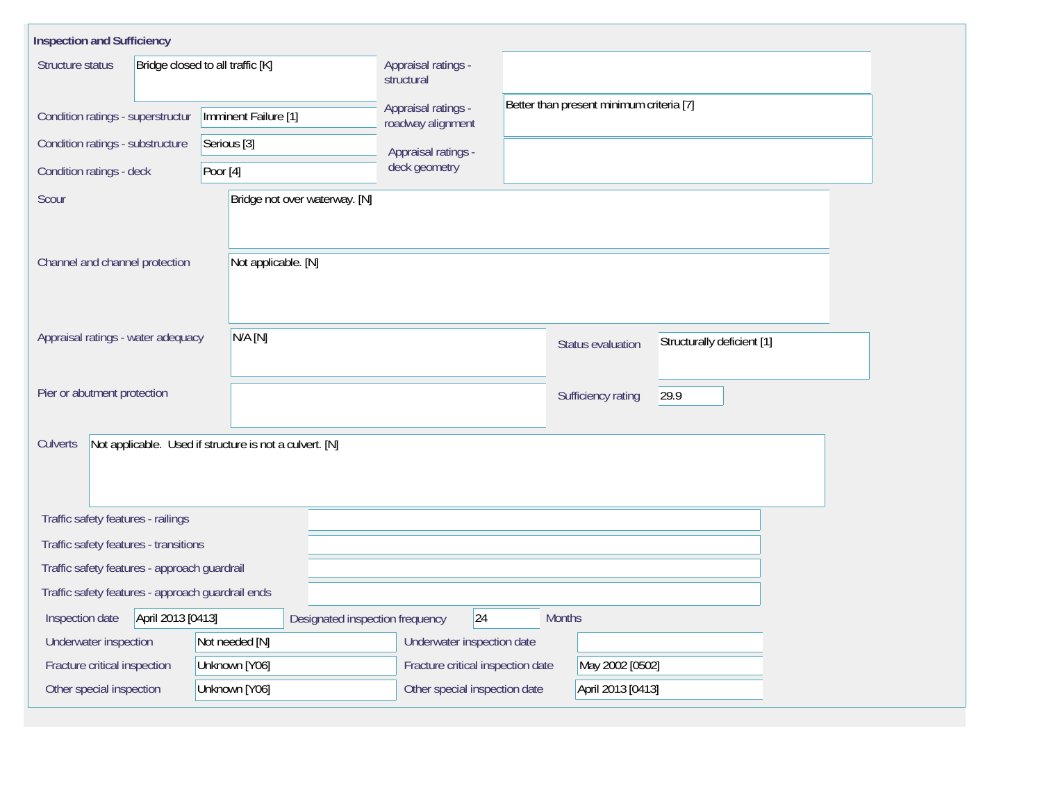## Inspection and Sufficiency

| Field | Value |
|---|---|
| Structure status | Bridge closed to all traffic [K] |
| Condition ratings - superstructur | Imminent Failure [1] |
| Condition ratings - substructure | Serious [3] |
| Condition ratings - deck | Poor [4] |
| Appraisal ratings - structural | |
| Appraisal ratings - roadway alignment | Better than present minimum criteria [7] |
| Appraisal ratings - deck geometry | |
| Scour | Bridge not over waterway. [N] |
| Channel and channel protection | Not applicable. [N] |
| Appraisal ratings - water adequacy | N/A [N] |
| Status evaluation | Structurally deficient [1] |
| Pier or abutment protection | |
| Sufficiency rating | 29.9 |
| Culverts | Not applicable.  Used if structure is not a culvert. [N] |
| Traffic safety features - railings | |
| Traffic safety features - transitions | |
| Traffic safety features - approach guardrail | |
| Traffic safety features - approach guardrail ends | |
| Inspection date | April 2013 [0413] |
| Designated inspection frequency | 24 Months |
| Underwater inspection | Not needed [N] |
| Underwater inspection date | |
| Fracture critical inspection | Unknown [Y06] |
| Fracture critical inspection date | May 2002 [0502] |
| Other special inspection | Unknown [Y06] |
| Other special inspection date | April 2013 [0413] |